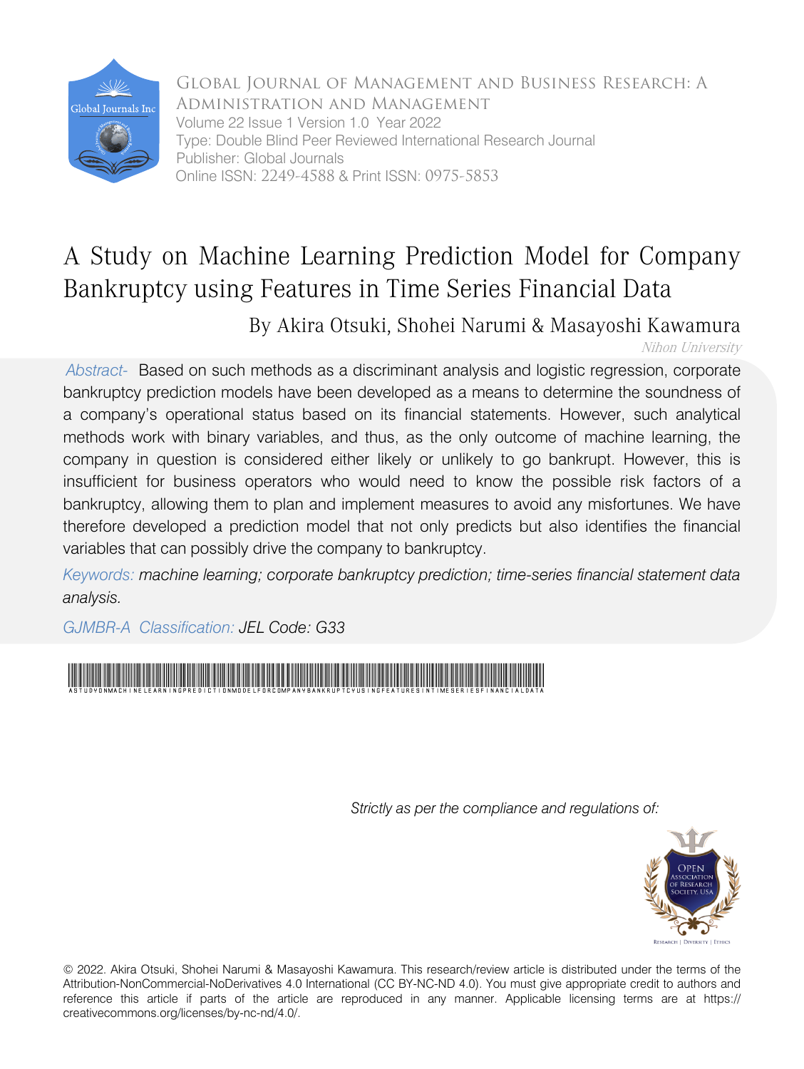Global Journal of Management and Business Research: A
Administration and Management
Volume 22 Issue 1 Version 1.0 Year 2022
Type: Double Blind Peer Reviewed International Research Journal
Publisher: Global Journals
Online ISSN: 2249-4588 & Print ISSN: 0975-5853

# A Study on Machine Learning Prediction Model for Company Bankruptcy using Features in Time Series Financial Data

By Akira Otsuki, Shohei Narumi & Masayoshi Kawamura

*Nihon University*

*Abstract-* Based on such methods as a discriminant analysis and logistic regression, corporate bankruptcy prediction models have been developed as a means to determine the soundness of a company's operational status based on its financial statements. However, such analytical methods work with binary variables, and thus, as the only outcome of machine learning, the company in question is considered either likely or unlikely to go bankrupt. However, this is insufficient for business operators who would need to know the possible risk factors of a bankruptcy, allowing them to plan and implement measures to avoid any misfortunes. We have therefore developed a prediction model that not only predicts but also identifies the financial variables that can possibly drive the company to bankruptcy.

*Keywords: machine learning; corporate bankruptcy prediction; time-series financial statement data analysis.*

GJMBR-A Classification: *JEL Code: G33*

*Strictly as per the compliance and regulations of:*

© 2022. Akira Otsuki, Shohei Narumi & Masayoshi Kawamura. This research/review article is distributed under the terms of the Attribution-NonCommercial-NoDerivatives 4.0 International (CC BY-NC-ND 4.0). You must give appropriate credit to authors and reference this article if parts of the article are reproduced in any manner. Applicable licensing terms are at https://creativecommons.org/licenses/by-nc-nd/4.0/.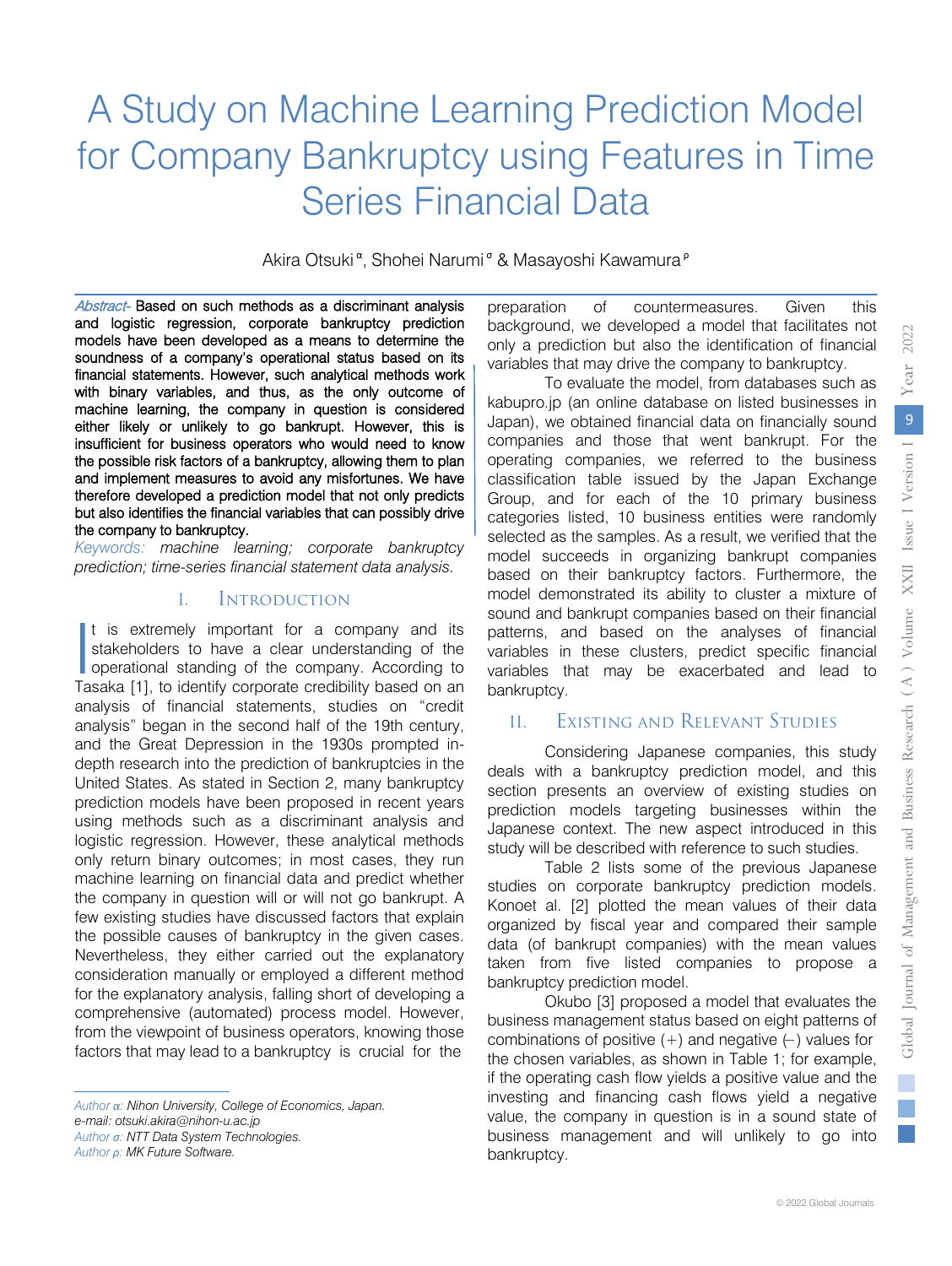# A Study on Machine Learning Prediction Model for Company Bankruptcy using Features in Time Series Financial Data

Akira Otsuki [α], Shohei Narumi [σ] & Masayoshi Kawamura [ρ]

*Abstract-* **Based on such methods as a discriminant analysis and logistic regression, corporate bankruptcy prediction models have been developed as a means to determine the soundness of a company's operational status based on its financial statements. However, such analytical methods work with binary variables, and thus, as the only outcome of machine learning, the company in question is considered either likely or unlikely to go bankrupt. However, this is insufficient for business operators who would need to know the possible risk factors of a bankruptcy, allowing them to plan and implement measures to avoid any misfortunes. We have therefore developed a prediction model that not only predicts but also identifies the financial variables that can possibly drive the company to bankruptcy.**

*Keywords: machine learning; corporate bankruptcy prediction; time-series financial statement data analysis.*

## I. Introduction

It is extremely important for a company and its stakeholders to have a clear understanding of the operational standing of the company. According to Tasaka [1], to identify corporate credibility based on an analysis of financial statements, studies on "credit analysis" began in the second half of the 19th century, and the Great Depression in the 1930s prompted in-depth research into the prediction of bankruptcies in the United States. As stated in Section 2, many bankruptcy prediction models have been proposed in recent years using methods such as a discriminant analysis and logistic regression. However, these analytical methods only return binary outcomes; in most cases, they run machine learning on financial data and predict whether the company in question will or will not go bankrupt. A few existing studies have discussed factors that explain the possible causes of bankruptcy in the given cases. Nevertheless, they either carried out the explanatory consideration manually or employed a different method for the explanatory analysis, falling short of developing a comprehensive (automated) process model. However, from the viewpoint of business operators, knowing those factors that may lead to a bankruptcy is crucial for the preparation of countermeasures. Given this background, we developed a model that facilitates not only a prediction but also the identification of financial variables that may drive the company to bankruptcy.

To evaluate the model, from databases such as kabupro.jp (an online database on listed businesses in Japan), we obtained financial data on financially sound companies and those that went bankrupt. For the operating companies, we referred to the business classification table issued by the Japan Exchange Group, and for each of the 10 primary business categories listed, 10 business entities were randomly selected as the samples. As a result, we verified that the model succeeds in organizing bankrupt companies based on their bankruptcy factors. Furthermore, the model demonstrated its ability to cluster a mixture of sound and bankrupt companies based on their financial patterns, and based on the analyses of financial variables in these clusters, predict specific financial variables that may be exacerbated and lead to bankruptcy.

## II. Existing and Relevant Studies

Considering Japanese companies, this study deals with a bankruptcy prediction model, and this section presents an overview of existing studies on prediction models targeting businesses within the Japanese context. The new aspect introduced in this study will be described with reference to such studies.

Table 2 lists some of the previous Japanese studies on corporate bankruptcy prediction models. Konoet al. [2] plotted the mean values of their data organized by fiscal year and compared their sample data (of bankrupt companies) with the mean values taken from five listed companies to propose a bankruptcy prediction model.

Okubo [3] proposed a model that evaluates the business management status based on eight patterns of combinations of positive (+) and negative (–) values for the chosen variables, as shown in Table 1; for example, if the operating cash flow yields a positive value and the investing and financing cash flows yield a negative value, the company in question is in a sound state of business management and will unlikely to go into bankruptcy.

---

*Author α: Nihon University, College of Economics, Japan.*
*e-mail: otsuki.akira@nihon-u.ac.jp*
*Author σ: NTT Data System Technologies.*
*Author ρ: MK Future Software.*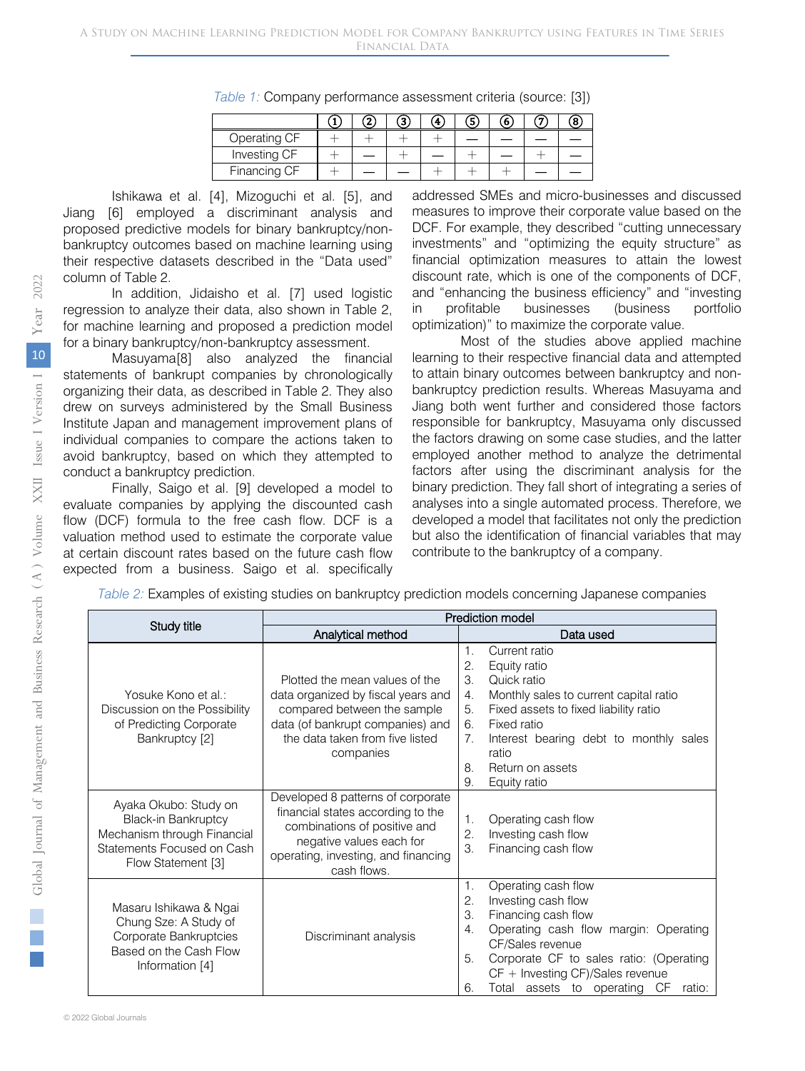*Table 1:* Company performance assessment criteria (source: [3])

| | ① | ② | ③ | ④ | ⑤ | ⑥ | ⑦ | ⑧ |
|---|---|---|---|---|---|---|---|---|
| Operating CF | + | + | + | + | — | — | — | — |
| Investing CF | + | — | + | — | + | — | + | — |
| Financing CF | + | — | — | + | + | + | — | — |

Ishikawa et al. [4], Mizoguchi et al. [5], and Jiang [6] employed a discriminant analysis and proposed predictive models for binary bankruptcy/non-bankruptcy outcomes based on machine learning using their respective datasets described in the "Data used" column of Table 2.

In addition, Jidaisho et al. [7] used logistic regression to analyze their data, also shown in Table 2, for machine learning and proposed a prediction model for a binary bankruptcy/non-bankruptcy assessment.

Masuyama[8] also analyzed the financial statements of bankrupt companies by chronologically organizing their data, as described in Table 2. They also drew on surveys administered by the Small Business Institute Japan and management improvement plans of individual companies to compare the actions taken to avoid bankruptcy, based on which they attempted to conduct a bankruptcy prediction.

Finally, Saigo et al. [9] developed a model to evaluate companies by applying the discounted cash flow (DCF) formula to the free cash flow. DCF is a valuation method used to estimate the corporate value at certain discount rates based on the future cash flow expected from a business. Saigo et al. specifically addressed SMEs and micro-businesses and discussed measures to improve their corporate value based on the DCF. For example, they described "cutting unnecessary investments" and "optimizing the equity structure" as financial optimization measures to attain the lowest discount rate, which is one of the components of DCF, and "enhancing the business efficiency" and "investing in profitable businesses (business portfolio optimization)" to maximize the corporate value.

Most of the studies above applied machine learning to their respective financial data and attempted to attain binary outcomes between bankruptcy and non-bankruptcy prediction results. Whereas Masuyama and Jiang both went further and considered those factors responsible for bankruptcy, Masuyama only discussed the factors drawing on some case studies, and the latter employed another method to analyze the detrimental factors after using the discriminant analysis for the binary prediction. They fall short of integrating a series of analyses into a single automated process. Therefore, we developed a model that facilitates not only the prediction but also the identification of financial variables that may contribute to the bankruptcy of a company.

*Table 2:* Examples of existing studies on bankruptcy prediction models concerning Japanese companies

| Study title | Prediction model | |
|---|---|---|
| | Analytical method | Data used |
| Yosuke Kono et al.: Discussion on the Possibility of Predicting Corporate Bankruptcy [2] | Plotted the mean values of the data organized by fiscal years and compared between the sample data (of bankrupt companies) and the data taken from five listed companies | 1. Current ratio<br>2. Equity ratio<br>3. Quick ratio<br>4. Monthly sales to current capital ratio<br>5. Fixed assets to fixed liability ratio<br>6. Fixed ratio<br>7. Interest bearing debt to monthly sales ratio<br>8. Return on assets<br>9. Equity ratio |
| Ayaka Okubo: Study on Black-in Bankruptcy Mechanism through Financial Statements Focused on Cash Flow Statement [3] | Developed 8 patterns of corporate financial states according to the combinations of positive and negative values each for operating, investing, and financing cash flows. | 1. Operating cash flow<br>2. Investing cash flow<br>3. Financing cash flow |
| Masaru Ishikawa & Ngai Chung Sze: A Study of Corporate Bankruptcies Based on the Cash Flow Information [4] | Discriminant analysis | 1. Operating cash flow<br>2. Investing cash flow<br>3. Financing cash flow<br>4. Operating cash flow margin: Operating CF/Sales revenue<br>5. Corporate CF to sales ratio: (Operating CF + Investing CF)/Sales revenue<br>6. Total assets to operating CF ratio: |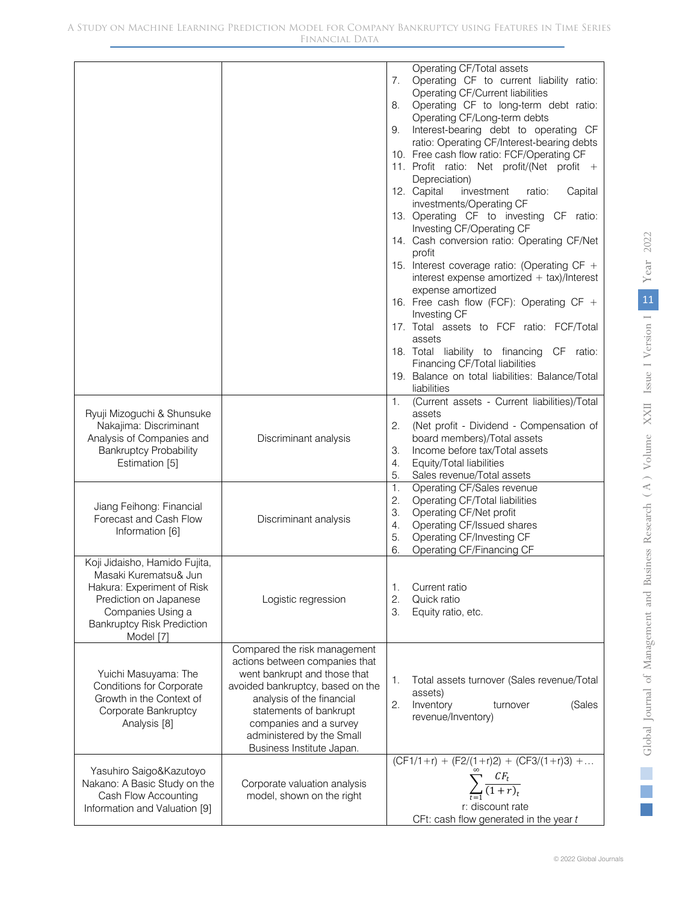| | | Operating CF/Total assets<br>7. Operating CF to current liability ratio: Operating CF/Current liabilities<br>8. Operating CF to long-term debt ratio: Operating CF/Long-term debts<br>9. Interest-bearing debt to operating CF ratio: Operating CF/Interest-bearing debts<br>10. Free cash flow ratio: FCF/Operating CF<br>11. Profit ratio: Net profit/(Net profit + Depreciation)<br>12. Capital investment ratio: Capital investments/Operating CF<br>13. Operating CF to investing CF ratio: Investing CF/Operating CF<br>14. Cash conversion ratio: Operating CF/Net profit<br>15. Interest coverage ratio: (Operating CF + interest expense amortized + tax)/Interest expense amortized<br>16. Free cash flow (FCF): Operating CF + Investing CF<br>17. Total assets to FCF ratio: FCF/Total assets<br>18. Total liability to financing CF ratio: Financing CF/Total liabilities<br>19. Balance on total liabilities: Balance/Total liabilities |
|---|---|---|
| Ryuji Mizoguchi & Shunsuke Nakajima: Discriminant Analysis of Companies and Bankruptcy Probability Estimation [5] | Discriminant analysis | 1. (Current assets - Current liabilities)/Total assets<br>2. (Net profit - Dividend - Compensation of board members)/Total assets<br>3. Income before tax/Total assets<br>4. Equity/Total liabilities<br>5. Sales revenue/Total assets |
| Jiang Feihong: Financial Forecast and Cash Flow Information [6] | Discriminant analysis | 1. Operating CF/Sales revenue<br>2. Operating CF/Total liabilities<br>3. Operating CF/Net profit<br>4. Operating CF/Issued shares<br>5. Operating CF/Investing CF<br>6. Operating CF/Financing CF |
| Koji Jidaisho, Hamido Fujita, Masaki Kurematsu& Jun Hakura: Experiment of Risk Prediction on Japanese Companies Using a Bankruptcy Risk Prediction Model [7] | Logistic regression | 1. Current ratio<br>2. Quick ratio<br>3. Equity ratio, etc. |
| Yuichi Masuyama: The Conditions for Corporate Growth in the Context of Corporate Bankruptcy Analysis [8] | Compared the risk management actions between companies that went bankrupt and those that avoided bankruptcy, based on the analysis of the financial statements of bankrupt companies and a survey administered by the Small Business Institute Japan. | 1. Total assets turnover (Sales revenue/Total assets)<br>2. Inventory turnover (Sales revenue/Inventory) |
| Yasuhiro Saigo&Kazutoyo Nakano: A Basic Study on the Cash Flow Accounting Information and Valuation [9] | Corporate valuation analysis model, shown on the right | (CF1/1+r) + (F2/(1+r)2) + (CF3/(1+r)3) +…<br>$\sum_{t=1}^{\infty} \frac{CF_t}{(1+r)_t}$<br>r: discount rate<br>CFt: cash flow generated in the year *t* |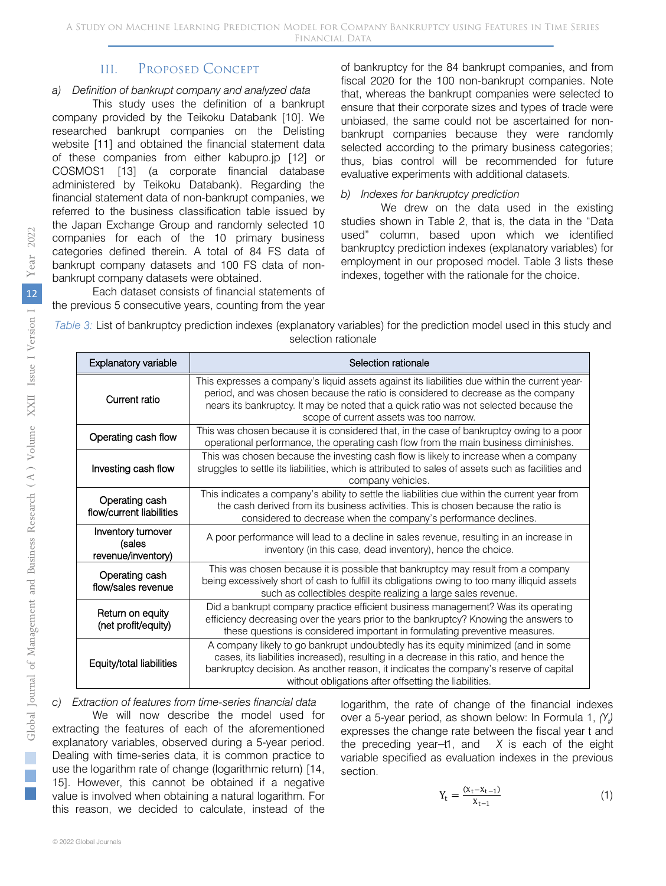## III. Proposed Concept

### a) Definition of bankrupt company and analyzed data

This study uses the definition of a bankrupt company provided by the Teikoku Databank [10]. We researched bankrupt companies on the Delisting website [11] and obtained the financial statement data of these companies from either kabupro.jp [12] or COSMOS1 [13] (a corporate financial database administered by Teikoku Databank). Regarding the financial statement data of non-bankrupt companies, we referred to the business classification table issued by the Japan Exchange Group and randomly selected 10 companies for each of the 10 primary business categories defined therein. A total of 84 FS data of bankrupt company datasets and 100 FS data of non-bankrupt company datasets were obtained.

Each dataset consists of financial statements of the previous 5 consecutive years, counting from the year of bankruptcy for the 84 bankrupt companies, and from fiscal 2020 for the 100 non-bankrupt companies. Note that, whereas the bankrupt companies were selected to ensure that their corporate sizes and types of trade were unbiased, the same could not be ascertained for non-bankrupt companies because they were randomly selected according to the primary business categories; thus, bias control will be recommended for future evaluative experiments with additional datasets.

### b) Indexes for bankruptcy prediction

We drew on the data used in the existing studies shown in Table 2, that is, the data in the "Data used" column, based upon which we identified bankruptcy prediction indexes (explanatory variables) for employment in our proposed model. Table 3 lists these indexes, together with the rationale for the choice.

*Table 3:* List of bankruptcy prediction indexes (explanatory variables) for the prediction model used in this study and selection rationale

| Explanatory variable | Selection rationale |
|---|---|
| Current ratio | This expresses a company's liquid assets against its liabilities due within the current year-period, and was chosen because the ratio is considered to decrease as the company nears its bankruptcy. It may be noted that a quick ratio was not selected because the scope of current assets was too narrow. |
| Operating cash flow | This was chosen because it is considered that, in the case of bankruptcy owing to a poor operational performance, the operating cash flow from the main business diminishes. |
| Investing cash flow | This was chosen because the investing cash flow is likely to increase when a company struggles to settle its liabilities, which is attributed to sales of assets such as facilities and company vehicles. |
| Operating cash flow/current liabilities | This indicates a company's ability to settle the liabilities due within the current year from the cash derived from its business activities. This is chosen because the ratio is considered to decrease when the company's performance declines. |
| Inventory turnover (sales revenue/inventory) | A poor performance will lead to a decline in sales revenue, resulting in an increase in inventory (in this case, dead inventory), hence the choice. |
| Operating cash flow/sales revenue | This was chosen because it is possible that bankruptcy may result from a company being excessively short of cash to fulfill its obligations owing to too many illiquid assets such as collectibles despite realizing a large sales revenue. |
| Return on equity (net profit/equity) | Did a bankrupt company practice efficient business management? Was its operating efficiency decreasing over the years prior to the bankruptcy? Knowing the answers to these questions is considered important in formulating preventive measures. |
| Equity/total liabilities | A company likely to go bankrupt undoubtedly has its equity minimized (and in some cases, its liabilities increased), resulting in a decrease in this ratio, and hence the bankruptcy decision. As another reason, it indicates the company's reserve of capital without obligations after offsetting the liabilities. |

### c) Extraction of features from time-series financial data

We will now describe the model used for extracting the features of each of the aforementioned explanatory variables, observed during a 5-year period. Dealing with time-series data, it is common practice to use the logarithm rate of change (logarithmic return) [14, 15]. However, this cannot be obtained if a negative value is involved when obtaining a natural logarithm. For this reason, we decided to calculate, instead of the logarithm, the rate of change of the financial indexes over a 5-year period, as shown below: In Formula 1, *($Y_t$)* expresses the change rate between the fiscal year t and the preceding year–t1, and $X$ is each of the eight variable specified as evaluation indexes in the previous section.

$$Y_t = \frac{(X_t - X_{t-1})}{X_{t-1}} \tag{1}$$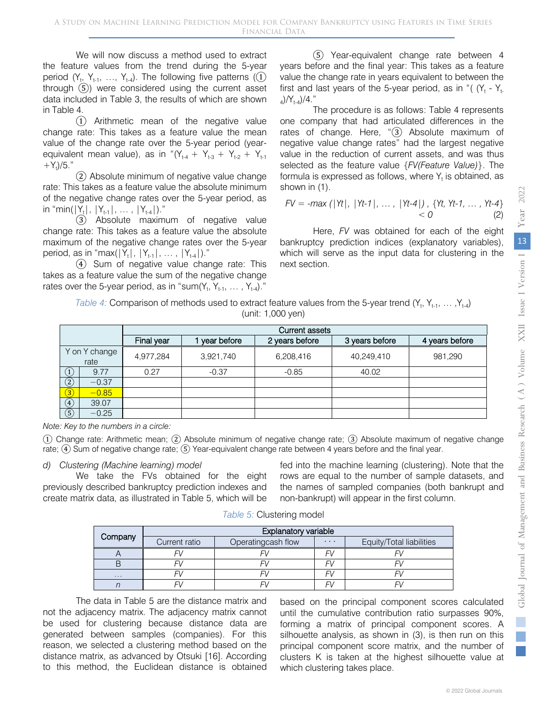We will now discuss a method used to extract the feature values from the trend during the 5-year period ($Y_t$, $Y_{t-1}$, …, $Y_{t-4}$). The following five patterns (①through ⑤) were considered using the current asset data included in Table 3, the results of which are shown in Table 4.

① Arithmetic mean of the negative value change rate: This takes as a feature value the mean value of the change rate over the 5-year period (year-equivalent mean value), as in "($Y_{t-4}$ + $Y_{t-3}$ + $Y_{t-2}$ + $Y_{t-1}$ +$Y_t$)/5."

② Absolute minimum of negative value change rate: This takes as a feature value the absolute minimum of the negative change rates over the 5-year period, as in "min(|$Y_t$|, |$Y_{t-1}$|, … , |$Y_{t-4}$|)."

③ Absolute maximum of negative value change rate: This takes as a feature value the absolute maximum of the negative change rates over the 5-year period, as in "max(|$Y_t$|, |$Y_{t-1}$|, … , |$Y_{t-4}$|)."

④ Sum of negative value change rate: This takes as a feature value the sum of the negative change rates over the 5-year period, as in "sum($Y_t$, $Y_{t-1}$, … , $Y_{t-4}$)."

⑤ Year-equivalent change rate between 4 years before and the final year: This takes as a feature value the change rate in years equivalent to between the first and last years of the 5-year period, as in "( ($Y_t$ - $Y_{t-4}$)/$Y_{t-4}$)/4."

The procedure is as follows: Table 4 represents one company that had articulated differences in the rates of change. Here, "③ Absolute maximum of negative value change rates" had the largest negative value in the reduction of current assets, and was thus selected as the feature value {*FV(Feature Value)*}. The formula is expressed as follows, where $Y_t$ is obtained, as shown in (1).

$$FV = -max\,(|Yt|,\ |Yt\text{-}1|,\ \dots,\ |Yt\text{-}4|)\ ,\ \{Yt,\ Yt\text{-}1,\ \dots,\ Yt\text{-}4\} < 0 \qquad (2)$$

Here, *FV* was obtained for each of the eight bankruptcy prediction indices (explanatory variables), which will serve as the input data for clustering in the next section.

*Table 4:* Comparison of methods used to extract feature values from the 5-year trend ($Y_t$, $Y_{t-1}$, … ,$Y_{t-4}$) (unit: 1,000 yen)

| | | Current assets | | | | |
|---|---|---|---|---|---|---|
| | | Final year | 1 year before | 2 years before | 3 years before | 4 years before |
| Y on Y change rate | | 4,977,284 | 3,921,740 | 6,208,416 | 40,249,410 | 981,290 |
| ① | 9.77 | 0.27 | -0.37 | -0.85 | 40.02 | |
| ② | −0.37 | | | | | |
| ③ | −0.85 | | | | | |
| ④ | 39.07 | | | | | |
| ⑤ | −0.25 | | | | | |

*Note: Key to the numbers in a circle:*

① Change rate: Arithmetic mean; ② Absolute minimum of negative change rate; ③ Absolute maximum of negative change rate; ④ Sum of negative change rate; ⑤ Year-equivalent change rate between 4 years before and the final year.

*d) Clustering (Machine learning) model*

We take the FVs obtained for the eight previously described bankruptcy prediction indexes and create matrix data, as illustrated in Table 5, which will be fed into the machine learning (clustering). Note that the rows are equal to the number of sample datasets, and the names of sampled companies (both bankrupt and non-bankrupt) will appear in the first column.

*Table 5:* Clustering model

| Company | Explanatory variable | | | |
|---|---|---|---|---|
| | Current ratio | Operatingcash flow | ··· | Equity/Total liabilities |
| A | *FV* | *FV* | *FV* | *FV* |
| B | *FV* | *FV* | *FV* | *FV* |
| … | *FV* | *FV* | *FV* | *FV* |
| *n* | *FV* | *FV* | *FV* | *FV* |

The data in Table 5 are the distance matrix and not the adjacency matrix. The adjacency matrix cannot be used for clustering because distance data are generated between samples (companies). For this reason, we selected a clustering method based on the distance matrix, as advanced by Otsuki [16]. According to this method, the Euclidean distance is obtained based on the principal component scores calculated until the cumulative contribution ratio surpasses 90%, forming a matrix of principal component scores. A silhouette analysis, as shown in (3), is then run on this principal component score matrix, and the number of clusters K is taken at the highest silhouette value at which clustering takes place.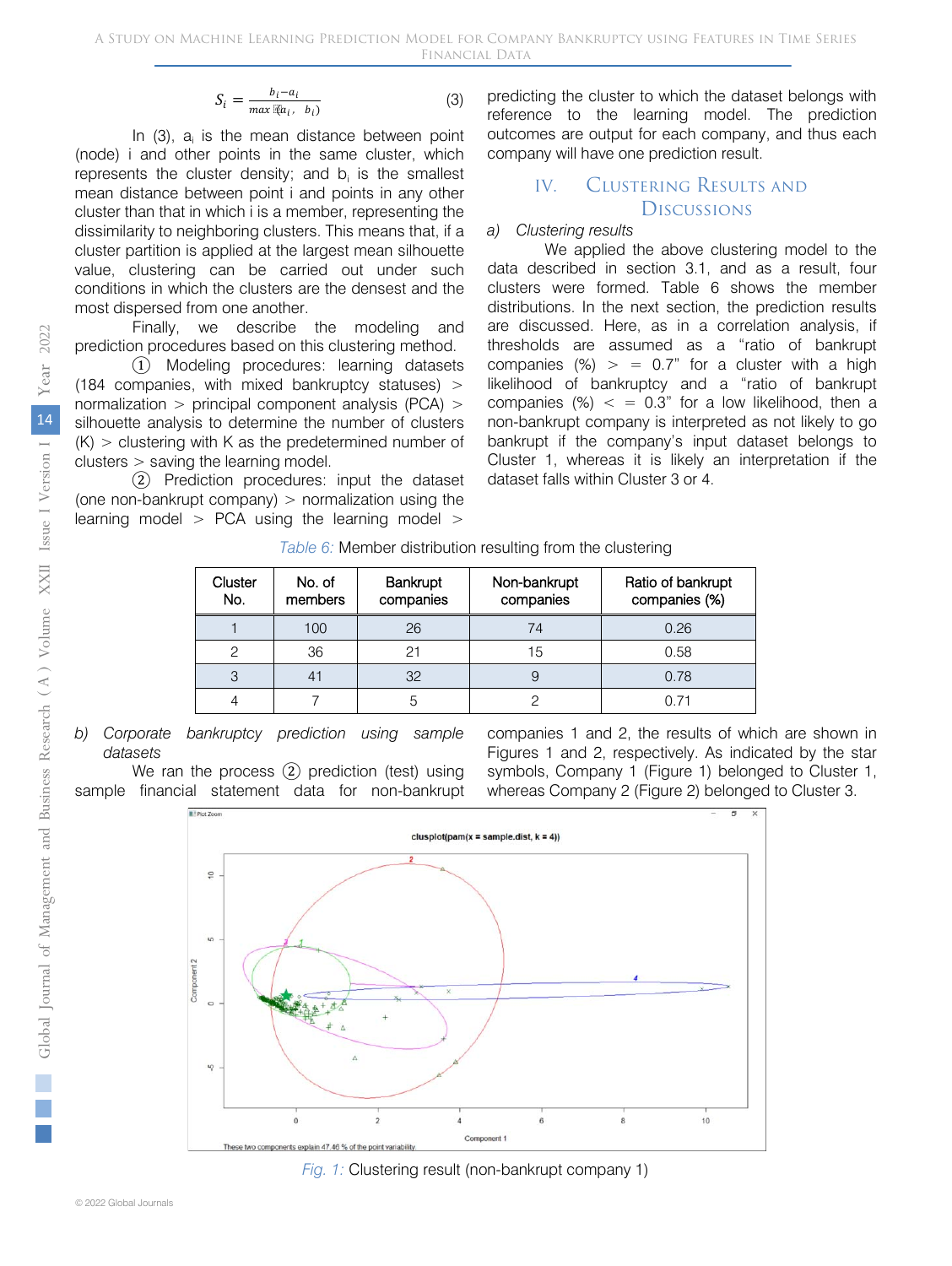$$S_i = \frac{b_i - a_i}{max(a_i,\ b_i)} \tag{3}$$

In (3), $a_i$ is the mean distance between point (node) i and other points in the same cluster, which represents the cluster density; and $b_i$ is the smallest mean distance between point i and points in any other cluster than that in which i is a member, representing the dissimilarity to neighboring clusters. This means that, if a cluster partition is applied at the largest mean silhouette value, clustering can be carried out under such conditions in which the clusters are the densest and the most dispersed from one another.

Finally, we describe the modeling and prediction procedures based on this clustering method.

① Modeling procedures: learning datasets (184 companies, with mixed bankruptcy statuses) > normalization > principal component analysis (PCA) > silhouette analysis to determine the number of clusters (K) > clustering with K as the predetermined number of clusters > saving the learning model.

② Prediction procedures: input the dataset (one non-bankrupt company) > normalization using the learning model > PCA using the learning model > predicting the cluster to which the dataset belongs with reference to the learning model. The prediction outcomes are output for each company, and thus each company will have one prediction result.

## IV. Clustering Results and Discussions

### a) Clustering results

We applied the above clustering model to the data described in section 3.1, and as a result, four clusters were formed. Table 6 shows the member distributions. In the next section, the prediction results are discussed. Here, as in a correlation analysis, if thresholds are assumed as a "ratio of bankrupt companies (%) > = 0.7" for a cluster with a high likelihood of bankruptcy and a "ratio of bankrupt companies (%) < = 0.3" for a low likelihood, then a non-bankrupt company is interpreted as not likely to go bankrupt if the company's input dataset belongs to Cluster 1, whereas it is likely an interpretation if the dataset falls within Cluster 3 or 4.

*Table 6:* Member distribution resulting from the clustering

| Cluster No. | No. of members | Bankrupt companies | Non-bankrupt companies | Ratio of bankrupt companies (%) |
|---|---|---|---|---|
| 1 | 100 | 26 | 74 | 0.26 |
| 2 | 36 | 21 | 15 | 0.58 |
| 3 | 41 | 32 | 9 | 0.78 |
| 4 | 7 | 5 | 2 | 0.71 |

### b) Corporate bankruptcy prediction using sample datasets

We ran the process ② prediction (test) using sample financial statement data for non-bankrupt companies 1 and 2, the results of which are shown in Figures 1 and 2, respectively. As indicated by the star symbols, Company 1 (Figure 1) belonged to Cluster 1, whereas Company 2 (Figure 2) belonged to Cluster 3.

*Fig. 1:* Clustering result (non-bankrupt company 1)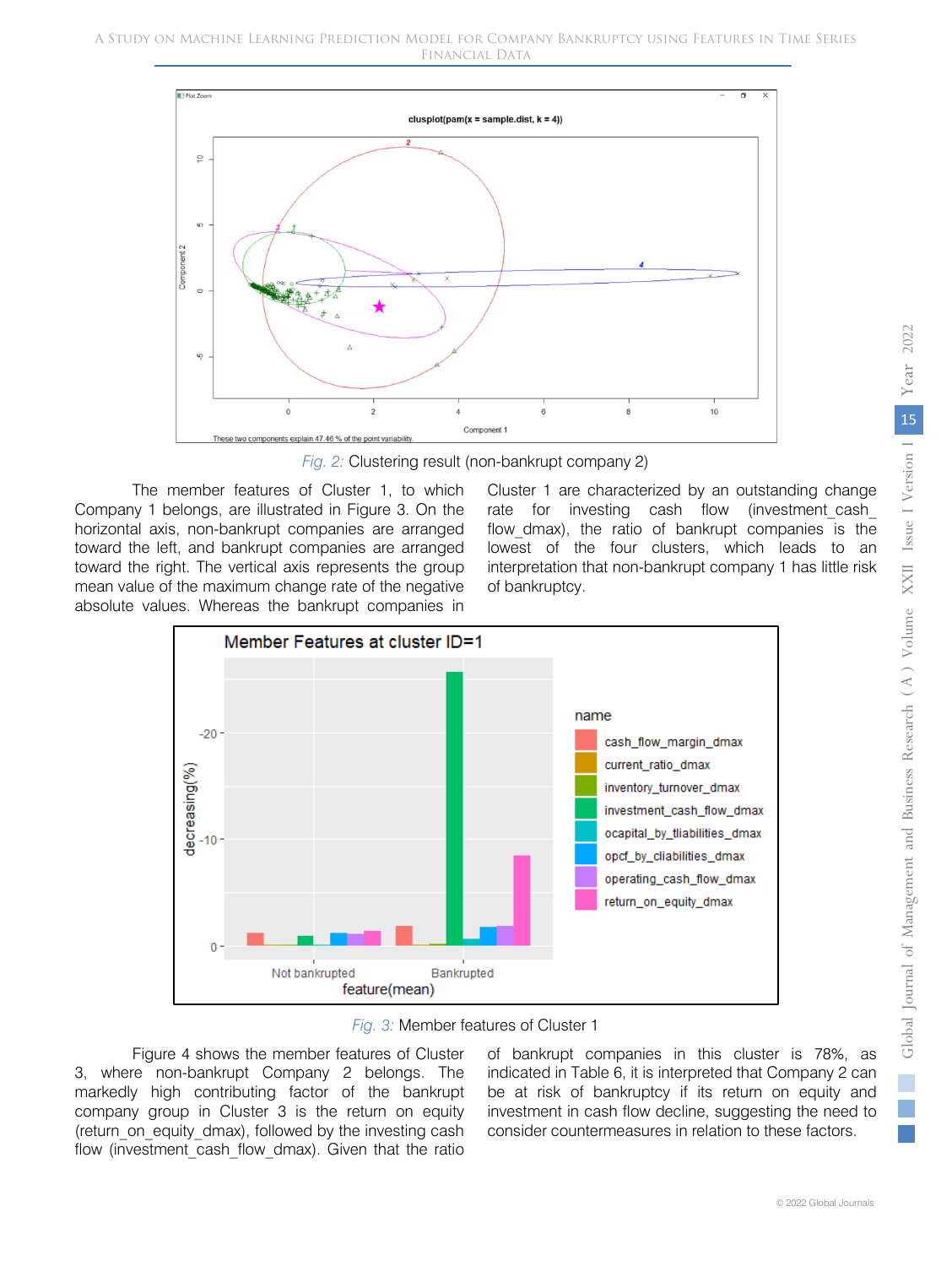Fig. 2: Clustering result (non-bankrupt company 2)

The member features of Cluster 1, to which Company 1 belongs, are illustrated in Figure 3. On the horizontal axis, non-bankrupt companies are arranged toward the left, and bankrupt companies are arranged toward the right. The vertical axis represents the group mean value of the maximum change rate of the negative absolute values. Whereas the bankrupt companies in Cluster 1 are characterized by an outstanding change rate for investing cash flow (investment_cash_flow_dmax), the ratio of bankrupt companies is the lowest of the four clusters, which leads to an interpretation that non-bankrupt company 1 has little risk of bankruptcy.

Fig. 3: Member features of Cluster 1

Figure 4 shows the member features of Cluster 3, where non-bankrupt Company 2 belongs. The markedly high contributing factor of the bankrupt company group in Cluster 3 is the return on equity (return_on_equity_dmax), followed by the investing cash flow (investment_cash_flow_dmax). Given that the ratio of bankrupt companies in this cluster is 78%, as indicated in Table 6, it is interpreted that Company 2 can be at risk of bankruptcy if its return on equity and investment in cash flow decline, suggesting the need to consider countermeasures in relation to these factors.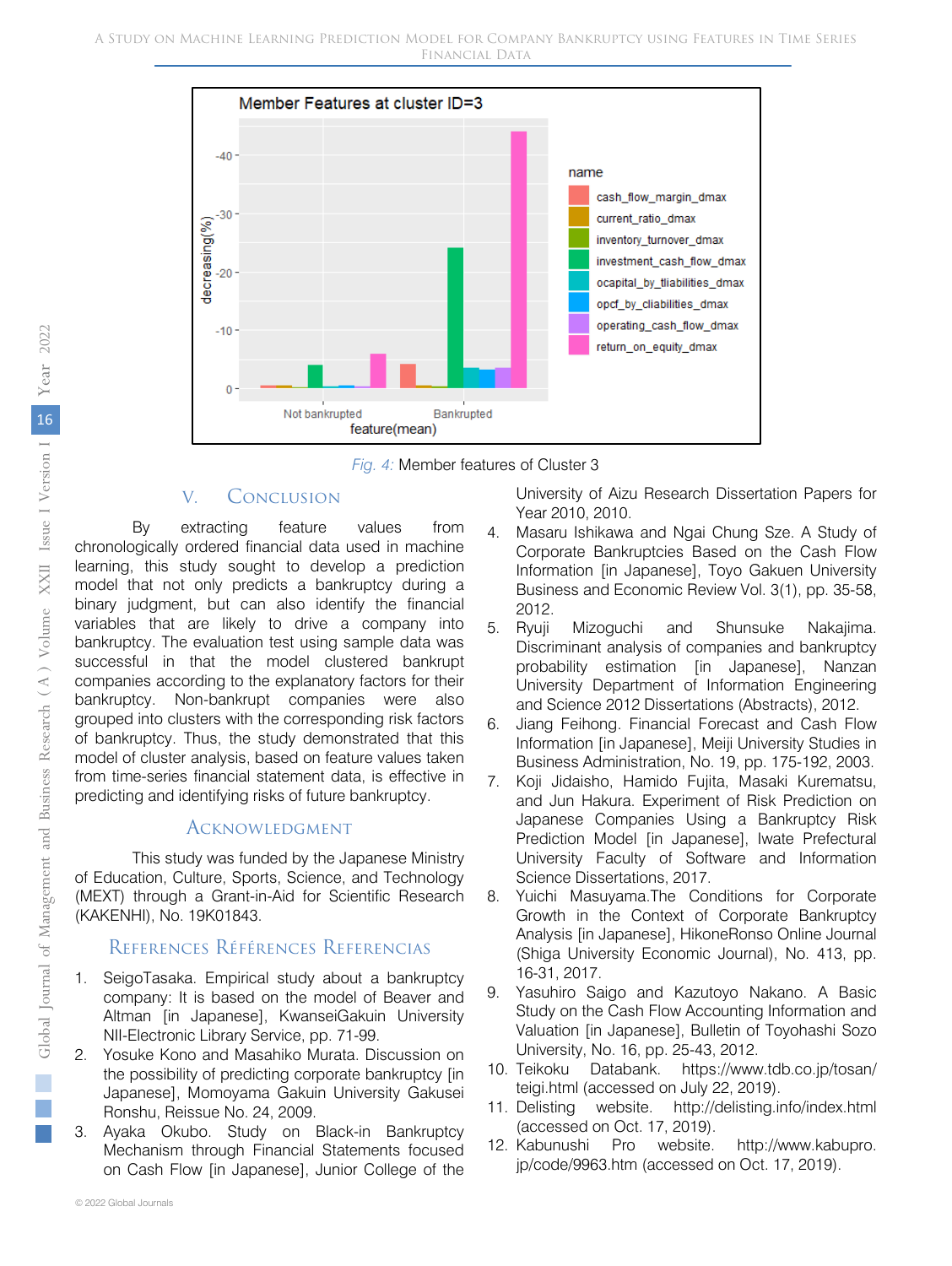Fig. 4: Member features of Cluster 3

## V. Conclusion

By extracting feature values from chronologically ordered financial data used in machine learning, this study sought to develop a prediction model that not only predicts a bankruptcy during a binary judgment, but can also identify the financial variables that are likely to drive a company into bankruptcy. The evaluation test using sample data was successful in that the model clustered bankrupt companies according to the explanatory factors for their bankruptcy. Non-bankrupt companies were also grouped into clusters with the corresponding risk factors of bankruptcy. Thus, the study demonstrated that this model of cluster analysis, based on feature values taken from time-series financial statement data, is effective in predicting and identifying risks of future bankruptcy.

## Acknowledgment

This study was funded by the Japanese Ministry of Education, Culture, Sports, Science, and Technology (MEXT) through a Grant-in-Aid for Scientific Research (KAKENHI), No. 19K01843.

## References Références Referencias

1. SeigoTasaka. Empirical study about a bankruptcy company: It is based on the model of Beaver and Altman [in Japanese], KwanseiGakuin University NII-Electronic Library Service, pp. 71-99.
2. Yosuke Kono and Masahiko Murata. Discussion on the possibility of predicting corporate bankruptcy [in Japanese], Momoyama Gakuin University Gakusei Ronshu, Reissue No. 24, 2009.
3. Ayaka Okubo. Study on Black-in Bankruptcy Mechanism through Financial Statements focused on Cash Flow [in Japanese], Junior College of the University of Aizu Research Dissertation Papers for Year 2010, 2010.
4. Masaru Ishikawa and Ngai Chung Sze. A Study of Corporate Bankruptcies Based on the Cash Flow Information [in Japanese], Toyo Gakuen University Business and Economic Review Vol. 3(1), pp. 35-58, 2012.
5. Ryuji Mizoguchi and Shunsuke Nakajima. Discriminant analysis of companies and bankruptcy probability estimation [in Japanese], Nanzan University Department of Information Engineering and Science 2012 Dissertations (Abstracts), 2012.
6. Jiang Feihong. Financial Forecast and Cash Flow Information [in Japanese], Meiji University Studies in Business Administration, No. 19, pp. 175-192, 2003.
7. Koji Jidaisho, Hamido Fujita, Masaki Kurematsu, and Jun Hakura. Experiment of Risk Prediction on Japanese Companies Using a Bankruptcy Risk Prediction Model [in Japanese], Iwate Prefectural University Faculty of Software and Information Science Dissertations, 2017.
8. Yuichi Masuyama.The Conditions for Corporate Growth in the Context of Corporate Bankruptcy Analysis [in Japanese], HikoneRonso Online Journal (Shiga University Economic Journal), No. 413, pp. 16-31, 2017.
9. Yasuhiro Saigo and Kazutoyo Nakano. A Basic Study on the Cash Flow Accounting Information and Valuation [in Japanese], Bulletin of Toyohashi Sozo University, No. 16, pp. 25-43, 2012.
10. Teikoku Databank. https://www.tdb.co.jp/tosan/teigi.html (accessed on July 22, 2019).
11. Delisting website. http://delisting.info/index.html (accessed on Oct. 17, 2019).
12. Kabunushi Pro website. http://www.kabupro.jp/code/9963.htm (accessed on Oct. 17, 2019).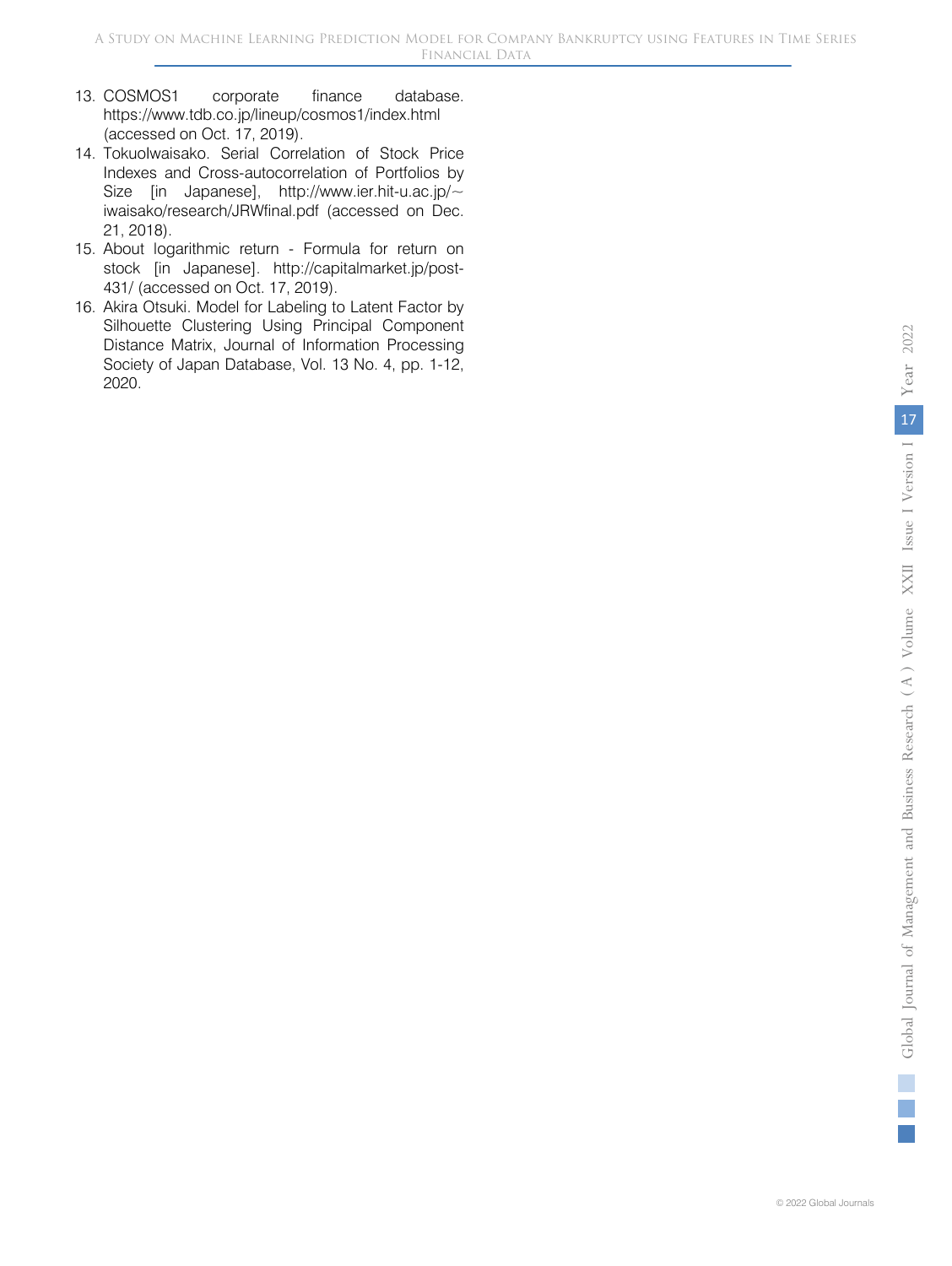13. COSMOS1 corporate finance database. https://www.tdb.co.jp/lineup/cosmos1/index.html (accessed on Oct. 17, 2019).
14. TokuoIwaisako. Serial Correlation of Stock Price Indexes and Cross-autocorrelation of Portfolios by Size [in Japanese], http://www.ier.hit-u.ac.jp/~iwaisako/research/JRWfinal.pdf (accessed on Dec. 21, 2018).
15. About logarithmic return - Formula for return on stock [in Japanese]. http://capitalmarket.jp/post-431/ (accessed on Oct. 17, 2019).
16. Akira Otsuki. Model for Labeling to Latent Factor by Silhouette Clustering Using Principal Component Distance Matrix, Journal of Information Processing Society of Japan Database, Vol. 13 No. 4, pp. 1-12, 2020.